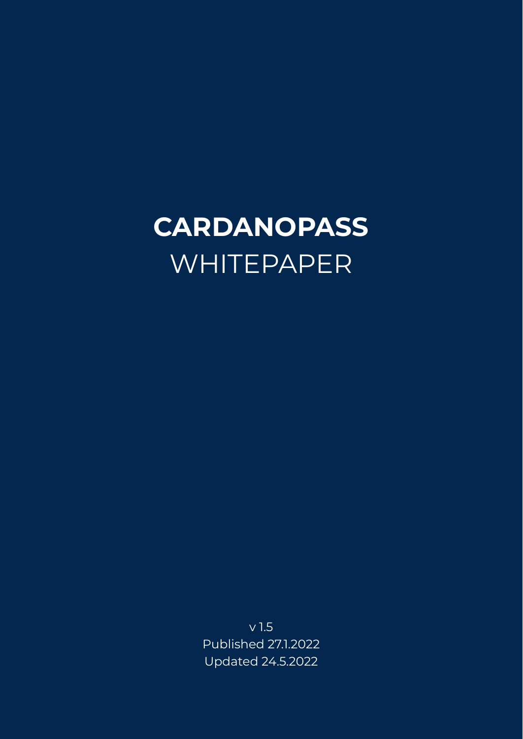# CARDANOPASS
WHITEPAPER

v 1.5
Published 27.1.2022
Updated 24.5.2022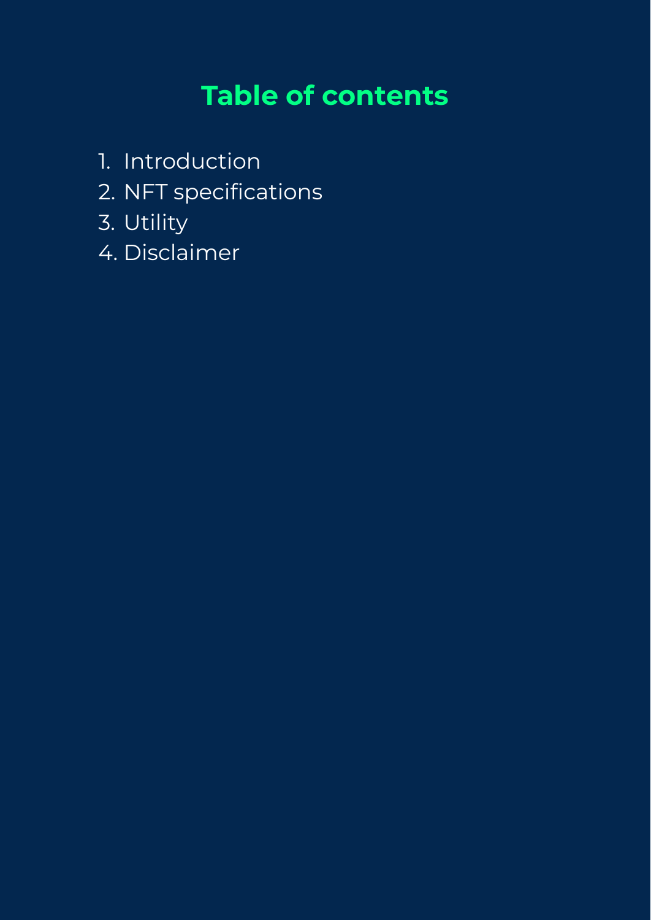## Table of contents

1. Introduction
2. NFT specifications
3. Utility
4. Disclaimer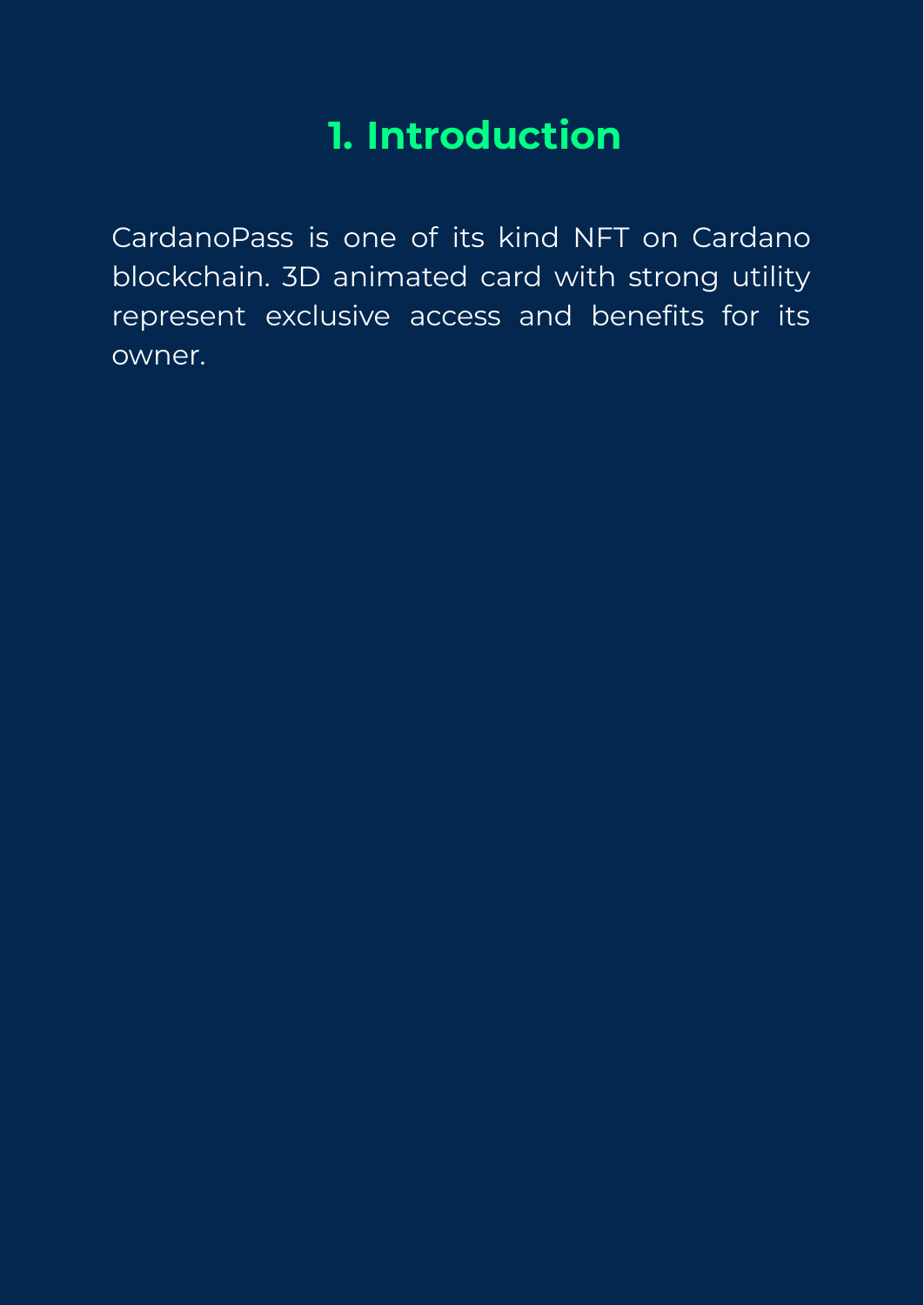# 1. Introduction

CardanoPass is one of its kind NFT on Cardano blockchain. 3D animated card with strong utility represent exclusive access and benefits for its owner.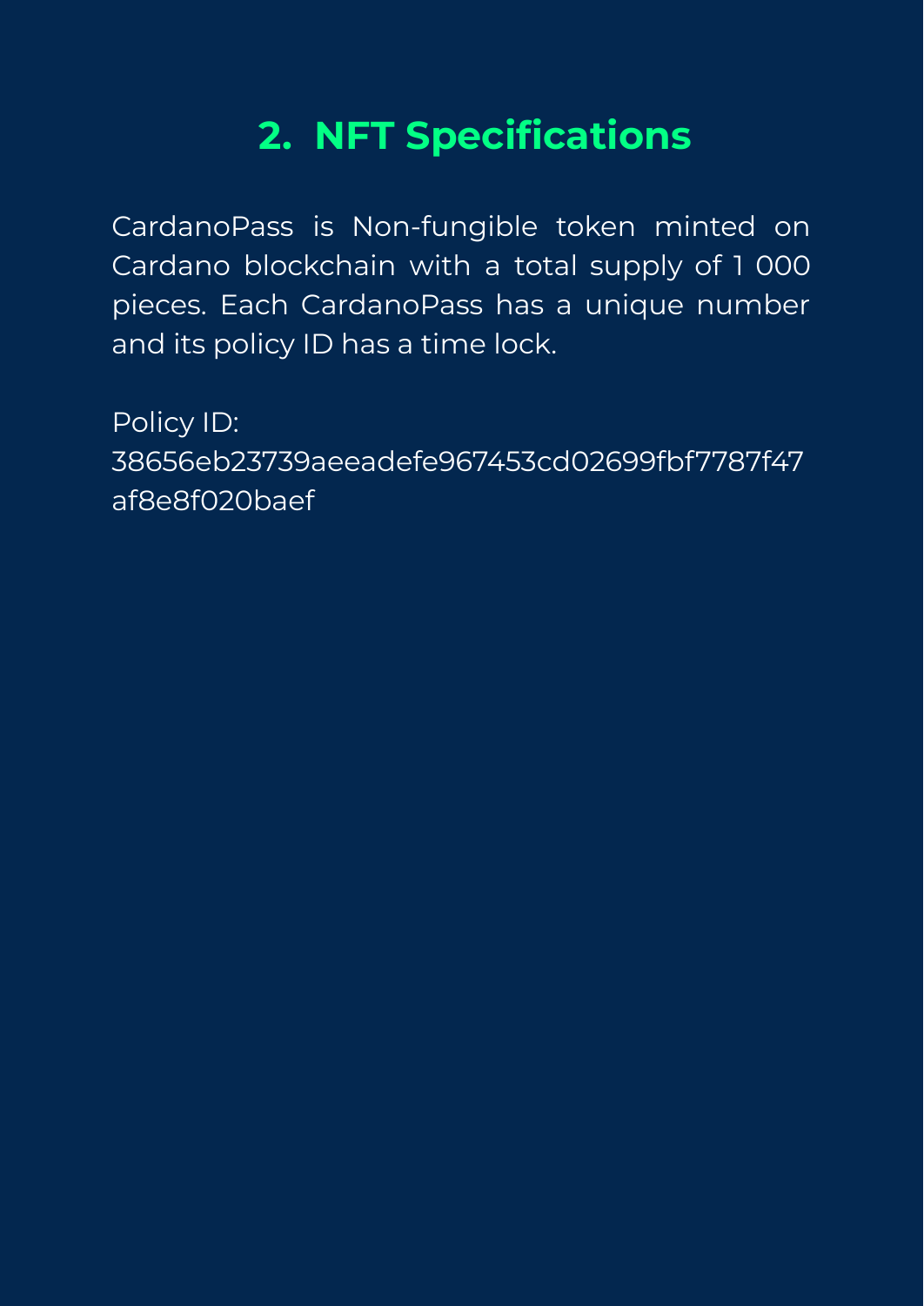## 2. NFT Specifications

CardanoPass is Non-fungible token minted on Cardano blockchain with a total supply of 1 000 pieces. Each CardanoPass has a unique number and its policy ID has a time lock.

Policy ID:
38656eb23739aeeadefe967453cd02699fbf7787f47af8e8f020baef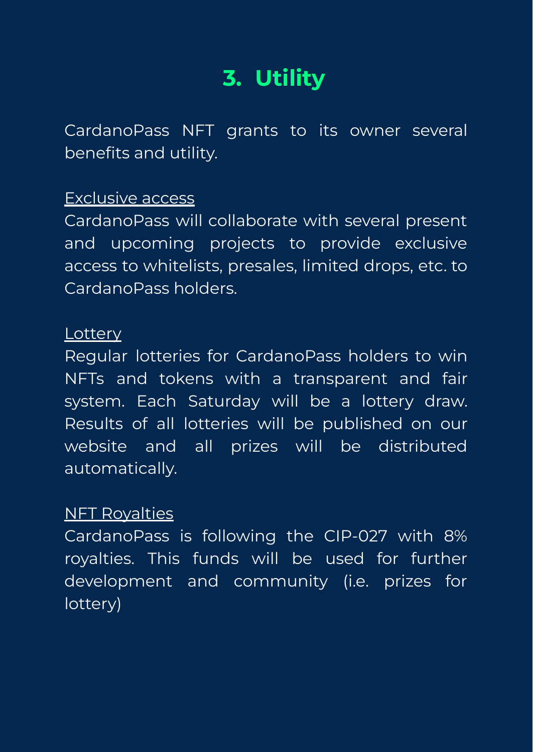## 3. Utility

CardanoPass NFT grants to its owner several benefits and utility.

Exclusive access
CardanoPass will collaborate with several present and upcoming projects to provide exclusive access to whitelists, presales, limited drops, etc. to CardanoPass holders.

Lottery
Regular lotteries for CardanoPass holders to win NFTs and tokens with a transparent and fair system. Each Saturday will be a lottery draw. Results of all lotteries will be published on our website and all prizes will be distributed automatically.

NFT Royalties
CardanoPass is following the CIP-027 with 8% royalties. This funds will be used for further development and community (i.e. prizes for lottery)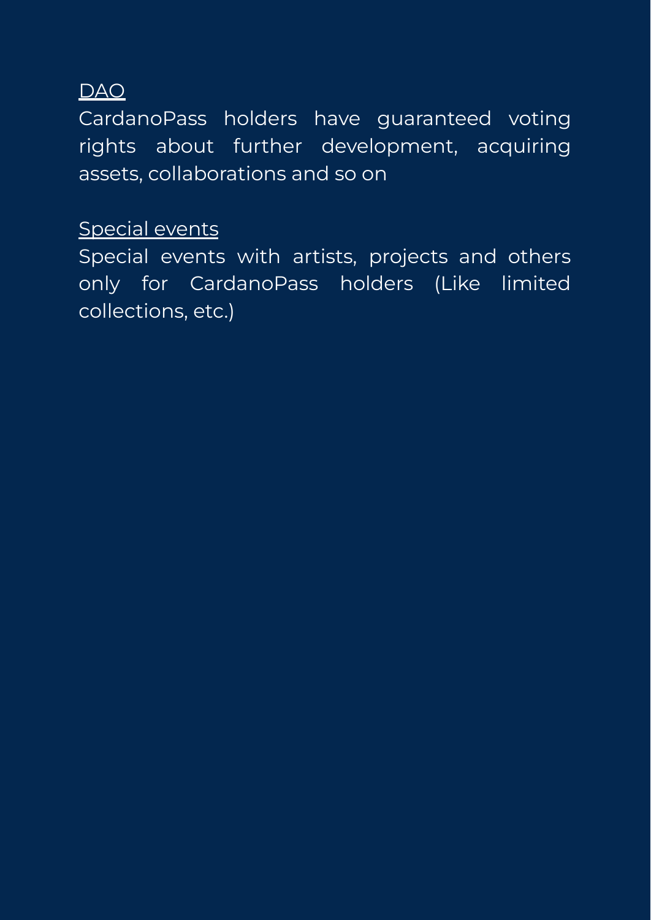<u>DAO</u>

CardanoPass holders have guaranteed voting rights about further development, acquiring assets, collaborations and so on

<u>Special events</u>

Special events with artists, projects and others only for CardanoPass holders (Like limited collections, etc.)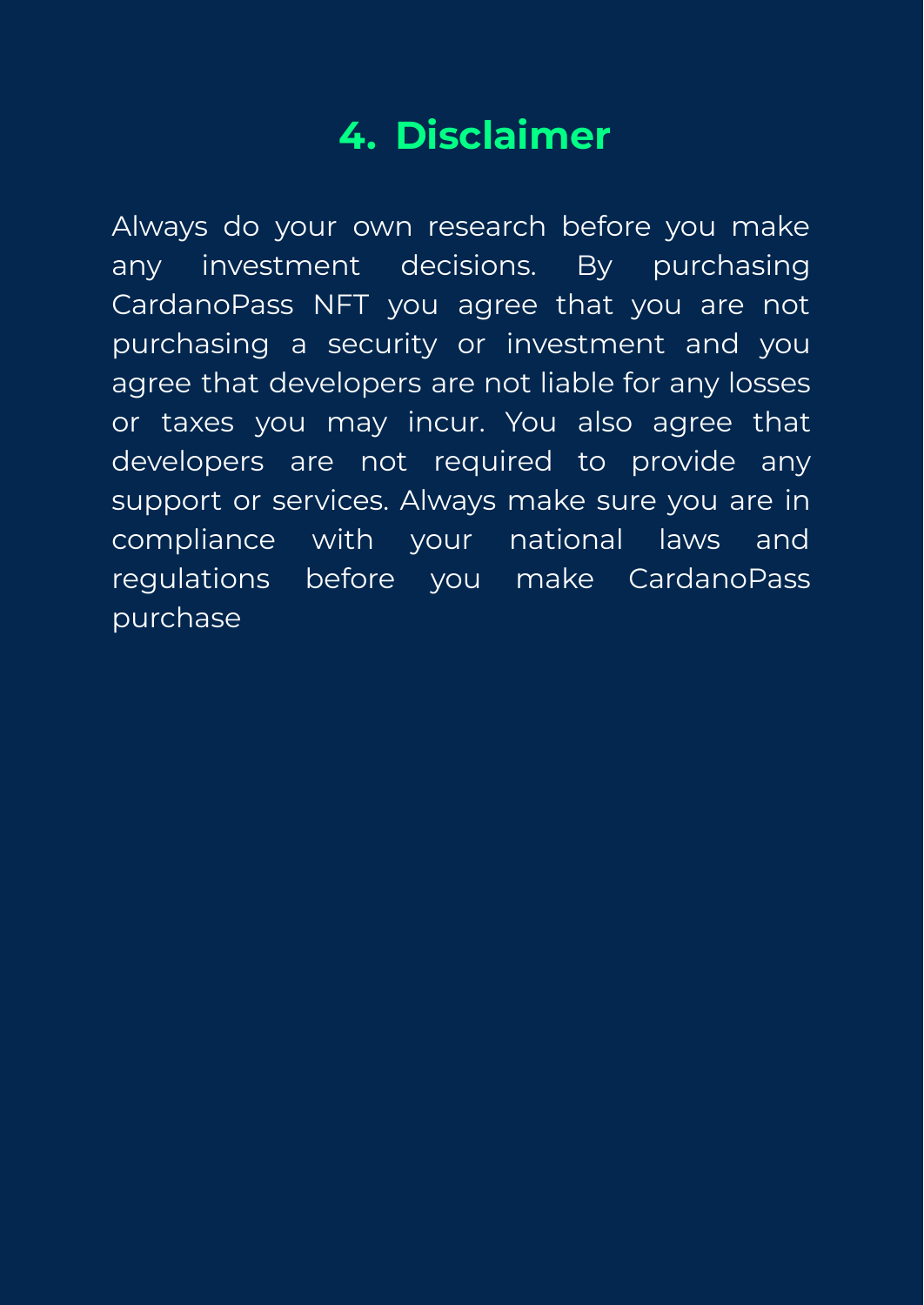# 4. Disclaimer

Always do your own research before you make any investment decisions. By purchasing CardanoPass NFT you agree that you are not purchasing a security or investment and you agree that developers are not liable for any losses or taxes you may incur. You also agree that developers are not required to provide any support or services. Always make sure you are in compliance with your national laws and regulations before you make CardanoPass purchase